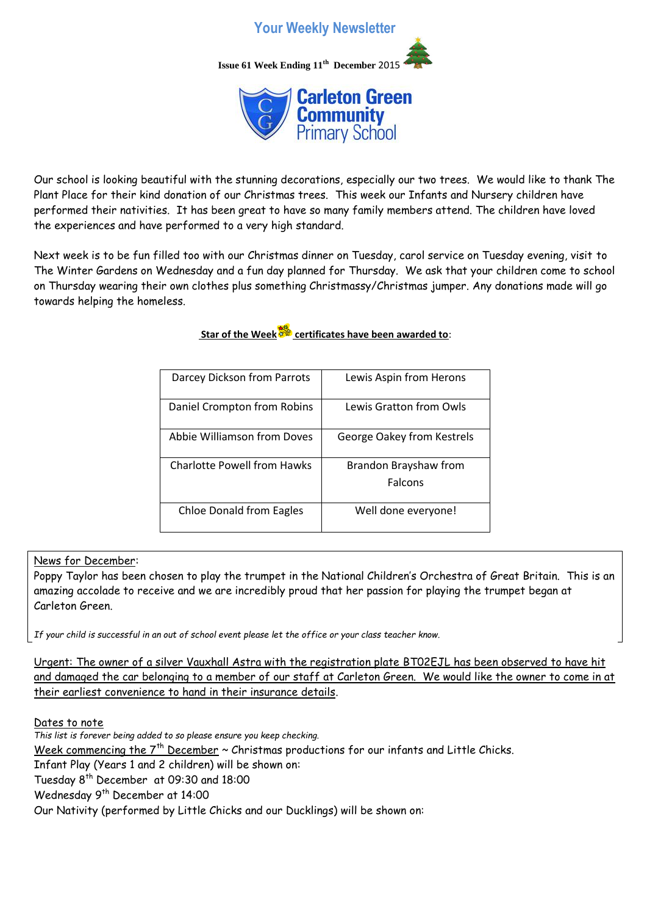# Your Weekly Newsletter

**Issue 61 Week Ending 11th December** 2015

Carleton Green Community Primary School

Our school is looking beautiful with the stunning decorations, especially our two trees. We would like to thank The Plant Place for their kind donation of our Christmas trees. This week our Infants and Nursery children have performed their nativities. It has been great to have so many family members attend. The children have loved the experiences and have performed to a very high standard.

Next week is to be fun filled too with our Christmas dinner on Tuesday, carol service on Tuesday evening, visit to The Winter Gardens on Wednesday and a fun day planned for Thursday. We ask that your children come to school on Thursday wearing their own clothes plus something Christmassy/Christmas jumper. Any donations made will go towards helping the homeless.

**Star of the Week certificates have been awarded to**:

| | |
|---|---|
| Darcey Dickson from Parrots | Lewis Aspin from Herons |
| Daniel Crompton from Robins | Lewis Gratton from Owls |
| Abbie Williamson from Doves | George Oakey from Kestrels |
| Charlotte Powell from Hawks | Brandon Brayshaw from Falcons |
| Chloe Donald from Eagles | Well done everyone! |

News for December:

Poppy Taylor has been chosen to play the trumpet in the National Children's Orchestra of Great Britain. This is an amazing accolade to receive and we are incredibly proud that her passion for playing the trumpet began at Carleton Green.

*If your child is successful in an out of school event please let the office or your class teacher know.*

Urgent: The owner of a silver Vauxhall Astra with the registration plate BT02EJL has been observed to have hit and damaged the car belonging to a member of our staff at Carleton Green. We would like the owner to come in at their earliest convenience to hand in their insurance details.

Dates to note

*This list is forever being added to so please ensure you keep checking.*

Week commencing the 7th December ~ Christmas productions for our infants and Little Chicks.

Infant Play (Years 1 and 2 children) will be shown on:

Tuesday 8th December at 09:30 and 18:00

Wednesday 9th December at 14:00

Our Nativity (performed by Little Chicks and our Ducklings) will be shown on: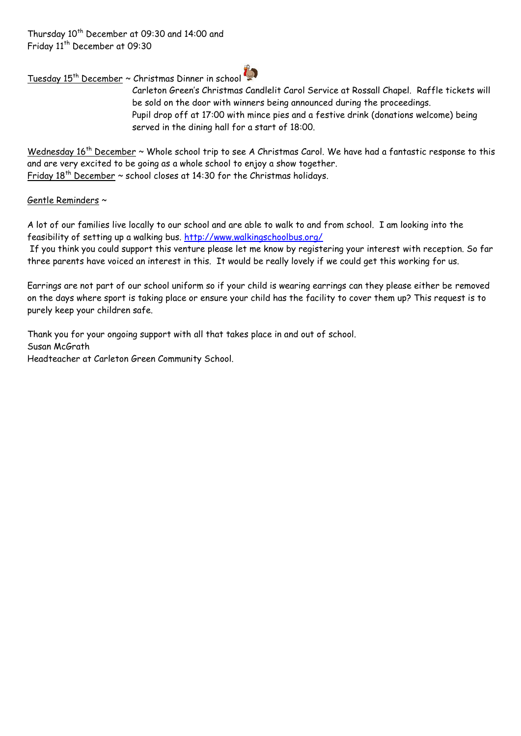Thursday 10th December at 09:30 and 14:00 and
Friday 11th December at 09:30

Tuesday 15th December ~ Christmas Dinner in school

Carleton Green's Christmas Candlelit Carol Service at Rossall Chapel. Raffle tickets will be sold on the door with winners being announced during the proceedings.
Pupil drop off at 17:00 with mince pies and a festive drink (donations welcome) being served in the dining hall for a start of 18:00.

Wednesday 16th December ~ Whole school trip to see A Christmas Carol. We have had a fantastic response to this and are very excited to be going as a whole school to enjoy a show together.
Friday 18th December ~ school closes at 14:30 for the Christmas holidays.

Gentle Reminders ~

A lot of our families live locally to our school and are able to walk to and from school. I am looking into the feasibility of setting up a walking bus. http://www.walkingschoolbus.org/
If you think you could support this venture please let me know by registering your interest with reception. So far three parents have voiced an interest in this. It would be really lovely if we could get this working for us.

Earrings are not part of our school uniform so if your child is wearing earrings can they please either be removed on the days where sport is taking place or ensure your child has the facility to cover them up? This request is to purely keep your children safe.

Thank you for your ongoing support with all that takes place in and out of school.
Susan McGrath
Headteacher at Carleton Green Community School.